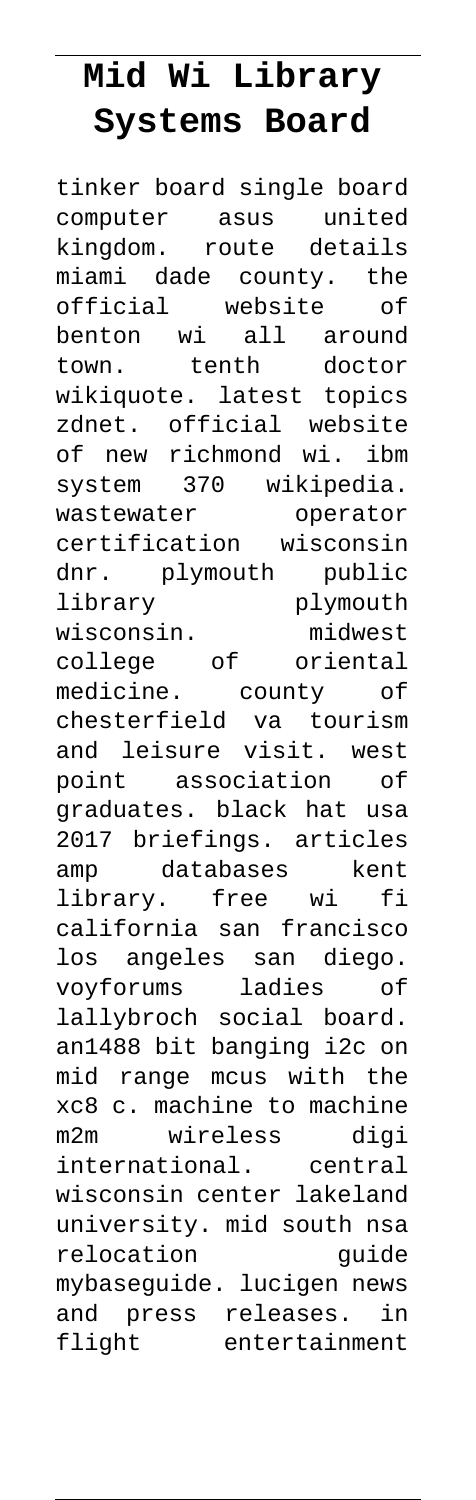# Mid Wi Library Systems Board

tinker board single board computer asus united kingdom. route details miami dade county. the official website of benton wi all around town. tenth doctor wikiquote. latest topics zdnet. official website of new richmond wi. ibm system 370 wikipedia. wastewater operator certification wisconsin dnr. plymouth public library plymouth wisconsin. midwest college of oriental medicine. county of chesterfield va tourism and leisure visit. west point association of graduates. black hat usa 2017 briefings. articles amp databases kent library. free wi fi california san francisco los angeles san diego. voyforums ladies of lallybroch social board. an1488 bit banging i2c on mid range mcus with the xc8 c. machine to machine m2m wireless digi international. central wisconsin center lakeland university. mid south nsa relocation guide mybaseguide. lucigen news and press releases. in flight entertainment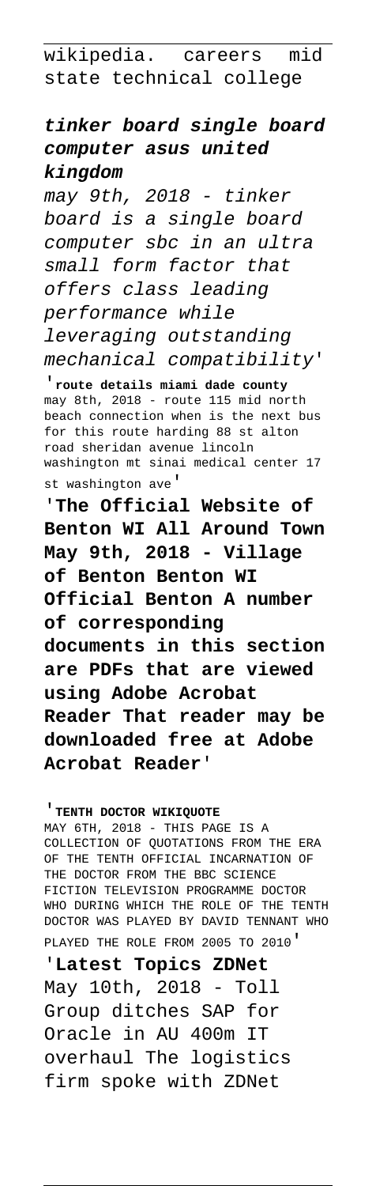wikipedia. careers mid state technical college

***tinker board single board computer asus united kingdom***

*may 9th, 2018 - tinker board is a single board computer sbc in an ultra small form factor that offers class leading performance while leveraging outstanding mechanical compatibility*'

'**route details miami dade county**
may 8th, 2018 - route 115 mid north beach connection when is the next bus for this route harding 88 st alton road sheridan avenue lincoln washington mt sinai medical center 17 st washington ave'

'**The Official Website of Benton WI All Around Town May 9th, 2018 - Village of Benton Benton WI Official Benton A number of corresponding documents in this section are PDFs that are viewed using Adobe Acrobat Reader That reader may be downloaded free at Adobe Acrobat Reader**'

'**TENTH DOCTOR WIKIQUOTE**
MAY 6TH, 2018 - THIS PAGE IS A COLLECTION OF QUOTATIONS FROM THE ERA OF THE TENTH OFFICIAL INCARNATION OF THE DOCTOR FROM THE BBC SCIENCE FICTION TELEVISION PROGRAMME DOCTOR WHO DURING WHICH THE ROLE OF THE TENTH DOCTOR WAS PLAYED BY DAVID TENNANT WHO PLAYED THE ROLE FROM 2005 TO 2010'

'**Latest Topics ZDNet**
May 10th, 2018 - Toll Group ditches SAP for Oracle in AU 400m IT overhaul The logistics firm spoke with ZDNet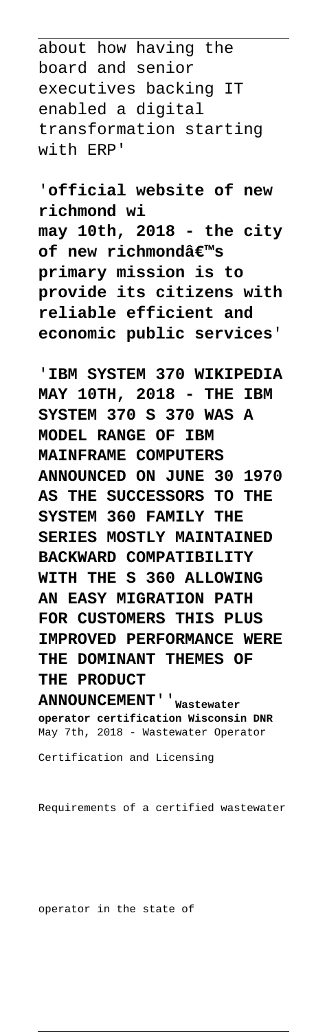about how having the board and senior executives backing IT enabled a digital transformation starting with ERP'

'**official website of new richmond wi may 10th, 2018 - the city of new richmondâ€™s primary mission is to provide its citizens with reliable efficient and economic public services**'

'**IBM SYSTEM 370 WIKIPEDIA MAY 10TH, 2018 - THE IBM SYSTEM 370 S 370 WAS A MODEL RANGE OF IBM MAINFRAME COMPUTERS ANNOUNCED ON JUNE 30 1970 AS THE SUCCESSORS TO THE SYSTEM 360 FAMILY THE SERIES MOSTLY MAINTAINED BACKWARD COMPATIBILITY WITH THE S 360 ALLOWING AN EASY MIGRATION PATH FOR CUSTOMERS THIS PLUS IMPROVED PERFORMANCE WERE THE DOMINANT THEMES OF THE PRODUCT ANNOUNCEMENT**''**Wastewater operator certification Wisconsin DNR**
May 7th, 2018 - Wastewater Operator Certification and Licensing Requirements of a certified wastewater operator in the state of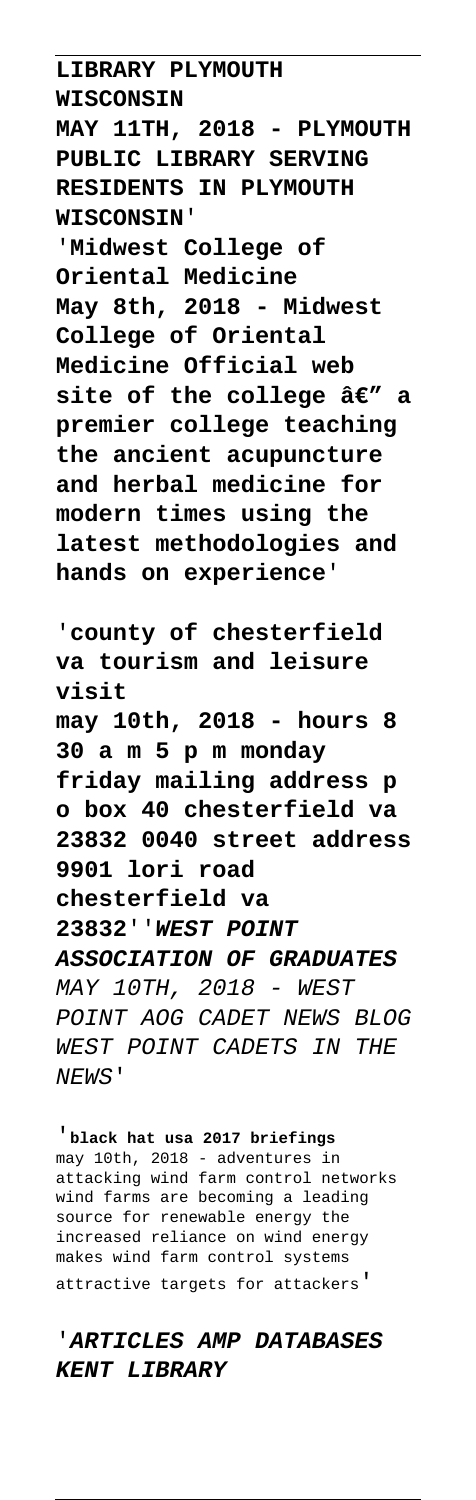**LIBRARY PLYMOUTH WISCONSIN**
**MAY 11TH, 2018 - PLYMOUTH PUBLIC LIBRARY SERVING RESIDENTS IN PLYMOUTH WISCONSIN**'

'**Midwest College of Oriental Medicine**
**May 8th, 2018 - Midwest College of Oriental Medicine Official web site of the college â€" a premier college teaching the ancient acupuncture and herbal medicine for modern times using the latest methodologies and hands on experience**'

'**county of chesterfield va tourism and leisure visit**
**may 10th, 2018 - hours 8 30 a m 5 p m monday friday mailing address p o box 40 chesterfield va 23832 0040 street address 9901 lori road chesterfield va 23832**''***WEST POINT ASSOCIATION OF GRADUATES***
*MAY 10TH, 2018 - WEST POINT AOG CADET NEWS BLOG WEST POINT CADETS IN THE NEWS*'

'**black hat usa 2017 briefings**
may 10th, 2018 - adventures in attacking wind farm control networks wind farms are becoming a leading source for renewable energy the increased reliance on wind energy makes wind farm control systems attractive targets for attackers'

'***ARTICLES AMP DATABASES KENT LIBRARY***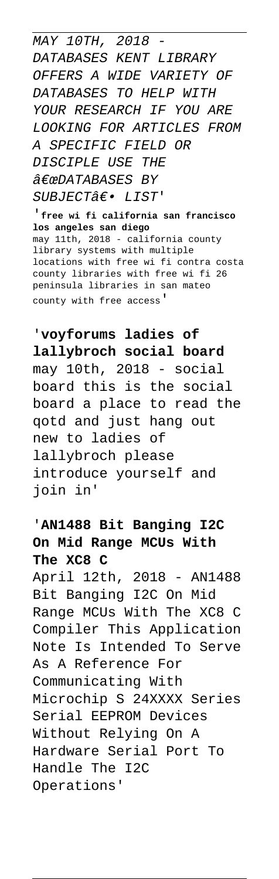MAY 10TH, 2018 - DATABASES KENT LIBRARY OFFERS A WIDE VARIETY OF DATABASES TO HELP WITH YOUR RESEARCH IF YOU ARE LOOKING FOR ARTICLES FROM A SPECIFIC FIELD OR DISCIPLE USE THE â€œDATABASES BY SUBJECTâ€• LIST'

'**free wi fi california san francisco los angeles san diego**
may 11th, 2018 - california county library systems with multiple locations with free wi fi contra costa county libraries with free wi fi 26 peninsula libraries in san mateo county with free access'

'**voyforums ladies of lallybroch social board**
may 10th, 2018 - social board this is the social board a place to read the qotd and just hang out new to ladies of lallybroch please introduce yourself and join in'

'**AN1488 Bit Banging I2C On Mid Range MCUs With The XC8 C**
April 12th, 2018 - AN1488 Bit Banging I2C On Mid Range MCUs With The XC8 C Compiler This Application Note Is Intended To Serve As A Reference For Communicating With Microchip S 24XXXX Series Serial EEPROM Devices Without Relying On A Hardware Serial Port To Handle The I2C Operations'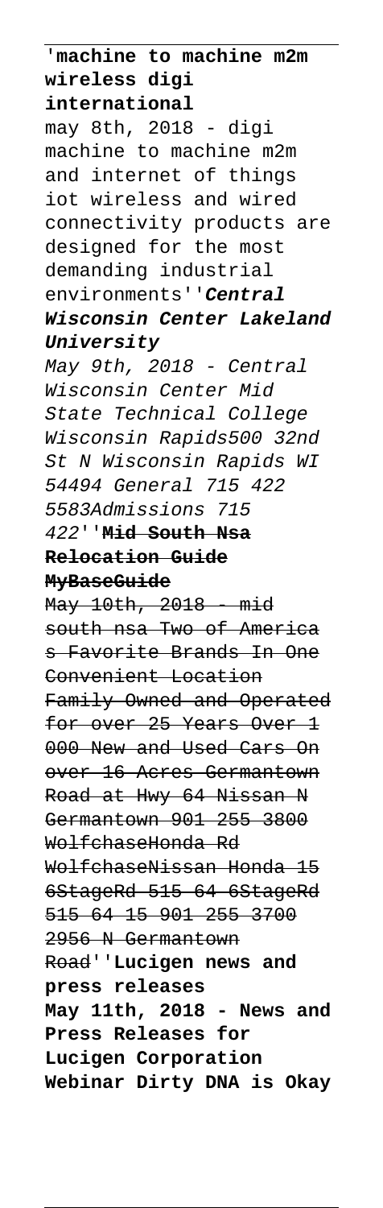'**machine to machine m2m wireless digi international**

may 8th, 2018 - digi machine to machine m2m and internet of things iot wireless and wired connectivity products are designed for the most demanding industrial environments''***Central Wisconsin Center Lakeland University***

*May 9th, 2018 - Central Wisconsin Center Mid State Technical College Wisconsin Rapids500 32nd St N Wisconsin Rapids WI 54494 General 715 422 5583Admissions 715 422*''~~**Mid South Nsa Relocation Guide MyBaseGuide**~~

~~May 10th, 2018 - mid south nsa Two of America s Favorite Brands In One Convenient Location Family Owned and Operated for over 25 Years Over 1 000 New and Used Cars On over 16 Acres Germantown Road at Hwy 64 Nissan N Germantown 901 255 3800 WolfchaseHonda Rd WolfchaseNissan Honda 15 6StageRd 515 64 6StageRd 515 64 15 901 255 3700 2956 N Germantown Road~~''**Lucigen news and press releases**

**May 11th, 2018 - News and Press Releases for Lucigen Corporation Webinar Dirty DNA is Okay**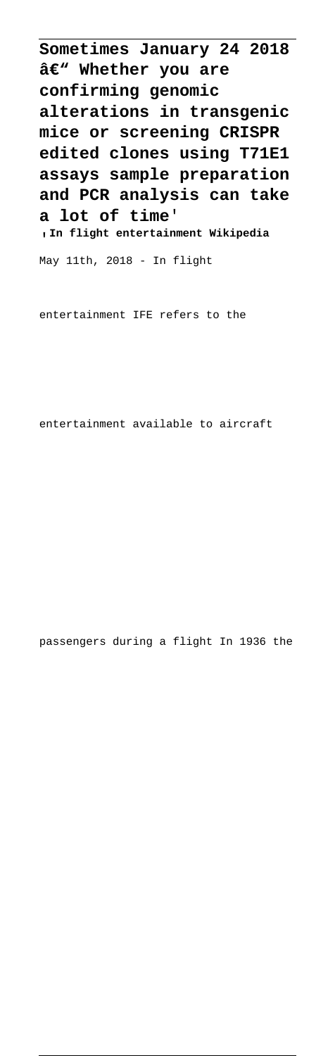**Sometimes January 24 2018 â€" Whether you are confirming genomic alterations in transgenic mice or screening CRISPR edited clones using T71E1 assays sample preparation and PCR analysis can take a lot of time'**

'**In flight entertainment Wikipedia**

May 11th, 2018 - In flight entertainment IFE refers to the entertainment available to aircraft passengers during a flight In 1936 the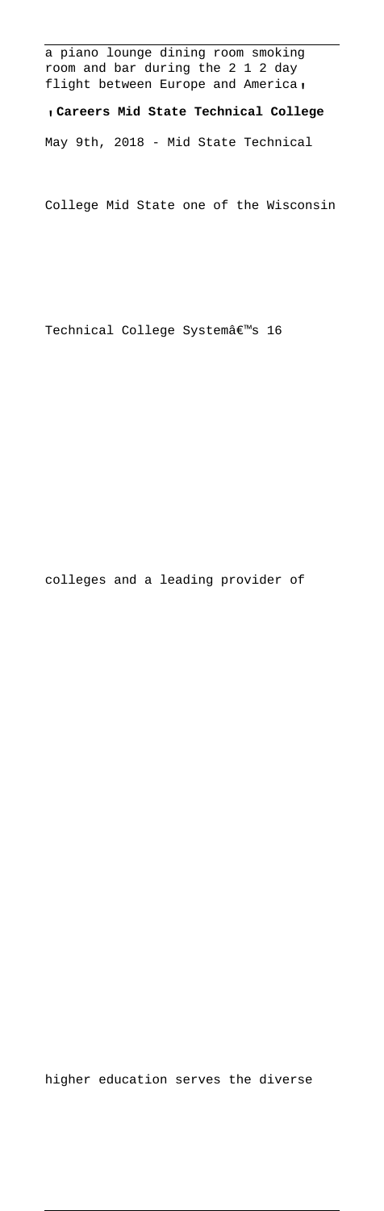a piano lounge dining room smoking room and bar during the 2 1 2 day flight between Europe and America'

'**Careers Mid State Technical College**

May 9th, 2018 - Mid State Technical College Mid State one of the Wisconsin Technical College Systemâ€™s 16 colleges and a leading provider of higher education serves the diverse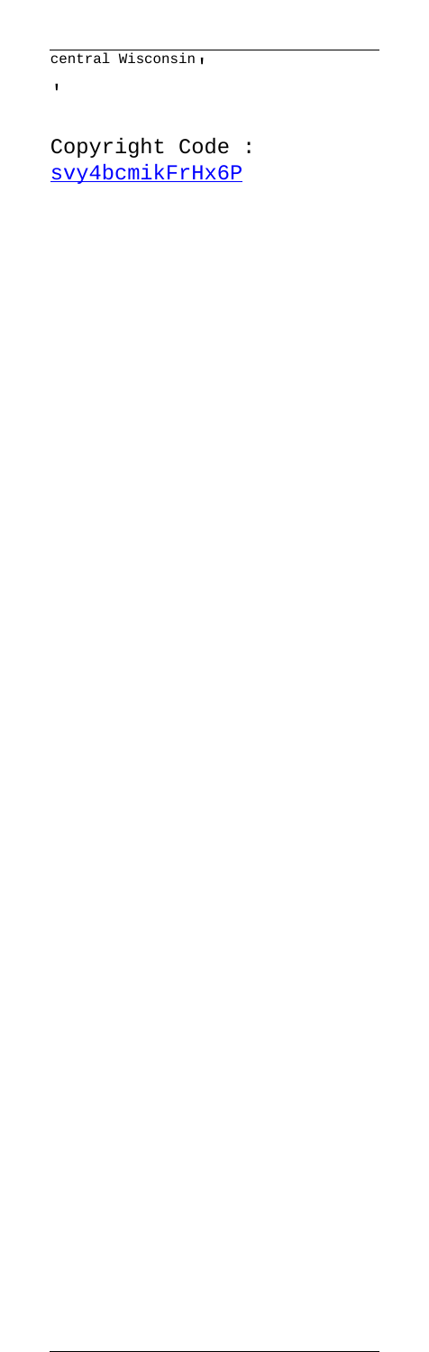central Wisconsin'

'

Copyright Code : [svy4bcmikFrHx6P]